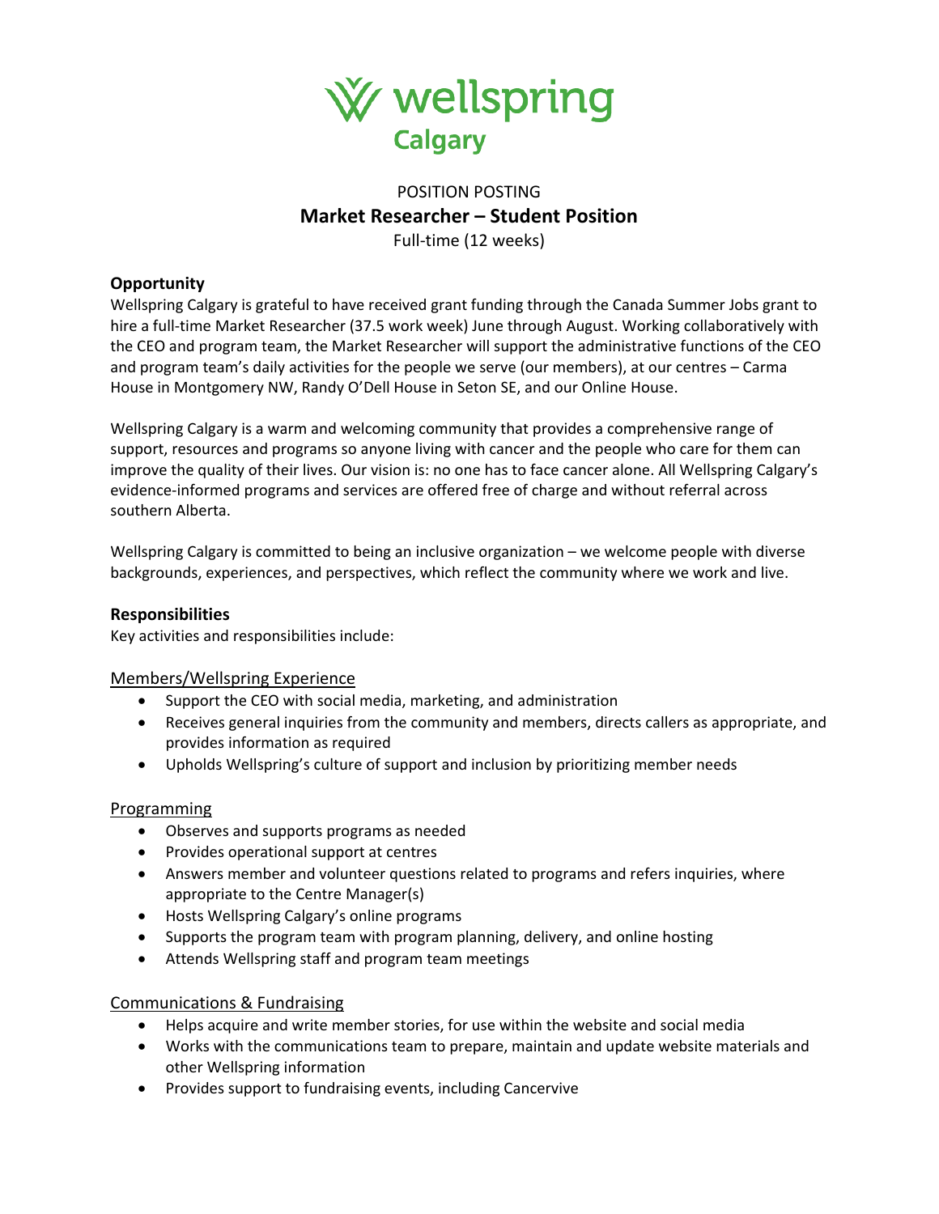wellspring
Calgary

POSITION POSTING

# Market Researcher – Student Position

Full-time (12 weeks)

## Opportunity

Wellspring Calgary is grateful to have received grant funding through the Canada Summer Jobs grant to hire a full-time Market Researcher (37.5 work week) June through August. Working collaboratively with the CEO and program team, the Market Researcher will support the administrative functions of the CEO and program team's daily activities for the people we serve (our members), at our centres – Carma House in Montgomery NW, Randy O'Dell House in Seton SE, and our Online House.

Wellspring Calgary is a warm and welcoming community that provides a comprehensive range of support, resources and programs so anyone living with cancer and the people who care for them can improve the quality of their lives. Our vision is: no one has to face cancer alone. All Wellspring Calgary's evidence-informed programs and services are offered free of charge and without referral across southern Alberta.

Wellspring Calgary is committed to being an inclusive organization – we welcome people with diverse backgrounds, experiences, and perspectives, which reflect the community where we work and live.

## Responsibilities

Key activities and responsibilities include:

### Members/Wellspring Experience

- Support the CEO with social media, marketing, and administration
- Receives general inquiries from the community and members, directs callers as appropriate, and provides information as required
- Upholds Wellspring's culture of support and inclusion by prioritizing member needs

### Programming

- Observes and supports programs as needed
- Provides operational support at centres
- Answers member and volunteer questions related to programs and refers inquiries, where appropriate to the Centre Manager(s)
- Hosts Wellspring Calgary's online programs
- Supports the program team with program planning, delivery, and online hosting
- Attends Wellspring staff and program team meetings

### Communications & Fundraising

- Helps acquire and write member stories, for use within the website and social media
- Works with the communications team to prepare, maintain and update website materials and other Wellspring information
- Provides support to fundraising events, including Cancervive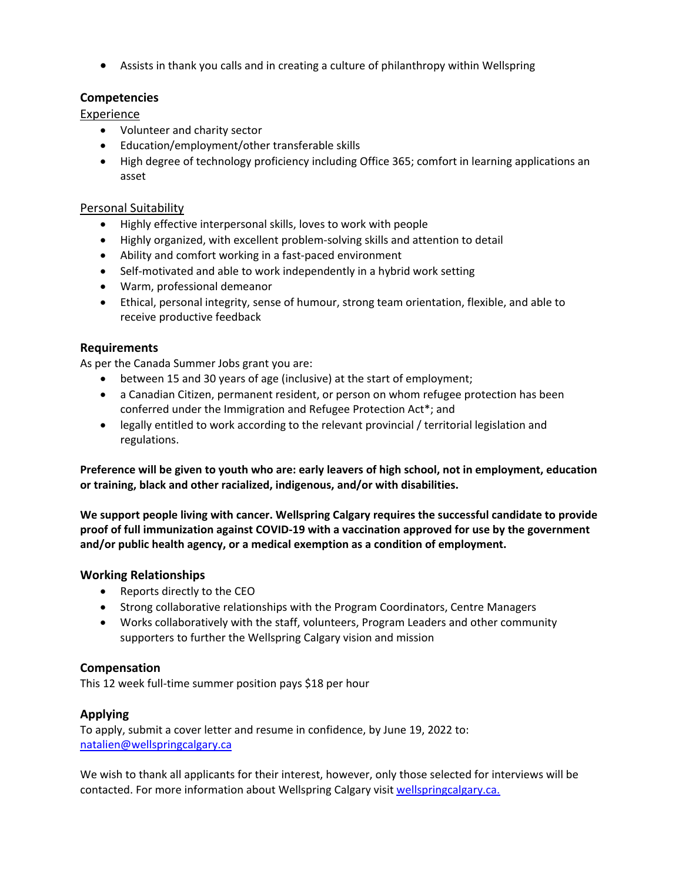- Assists in thank you calls and in creating a culture of philanthropy within Wellspring

### Competencies

Experience

- Volunteer and charity sector
- Education/employment/other transferable skills
- High degree of technology proficiency including Office 365; comfort in learning applications an asset

Personal Suitability

- Highly effective interpersonal skills, loves to work with people
- Highly organized, with excellent problem-solving skills and attention to detail
- Ability and comfort working in a fast-paced environment
- Self-motivated and able to work independently in a hybrid work setting
- Warm, professional demeanor
- Ethical, personal integrity, sense of humour, strong team orientation, flexible, and able to receive productive feedback

### Requirements

As per the Canada Summer Jobs grant you are:

- between 15 and 30 years of age (inclusive) at the start of employment;
- a Canadian Citizen, permanent resident, or person on whom refugee protection has been conferred under the Immigration and Refugee Protection Act*; and
- legally entitled to work according to the relevant provincial / territorial legislation and regulations.

**Preference will be given to youth who are: early leavers of high school, not in employment, education or training, black and other racialized, indigenous, and/or with disabilities.**

**We support people living with cancer. Wellspring Calgary requires the successful candidate to provide proof of full immunization against COVID-19 with a vaccination approved for use by the government and/or public health agency, or a medical exemption as a condition of employment.**

### Working Relationships

- Reports directly to the CEO
- Strong collaborative relationships with the Program Coordinators, Centre Managers
- Works collaboratively with the staff, volunteers, Program Leaders and other community supporters to further the Wellspring Calgary vision and mission

### Compensation

This 12 week full-time summer position pays $18 per hour

### Applying

To apply, submit a cover letter and resume in confidence, by June 19, 2022 to: natalien@wellspringcalgary.ca

We wish to thank all applicants for their interest, however, only those selected for interviews will be contacted. For more information about Wellspring Calgary visit wellspringcalgary.ca.